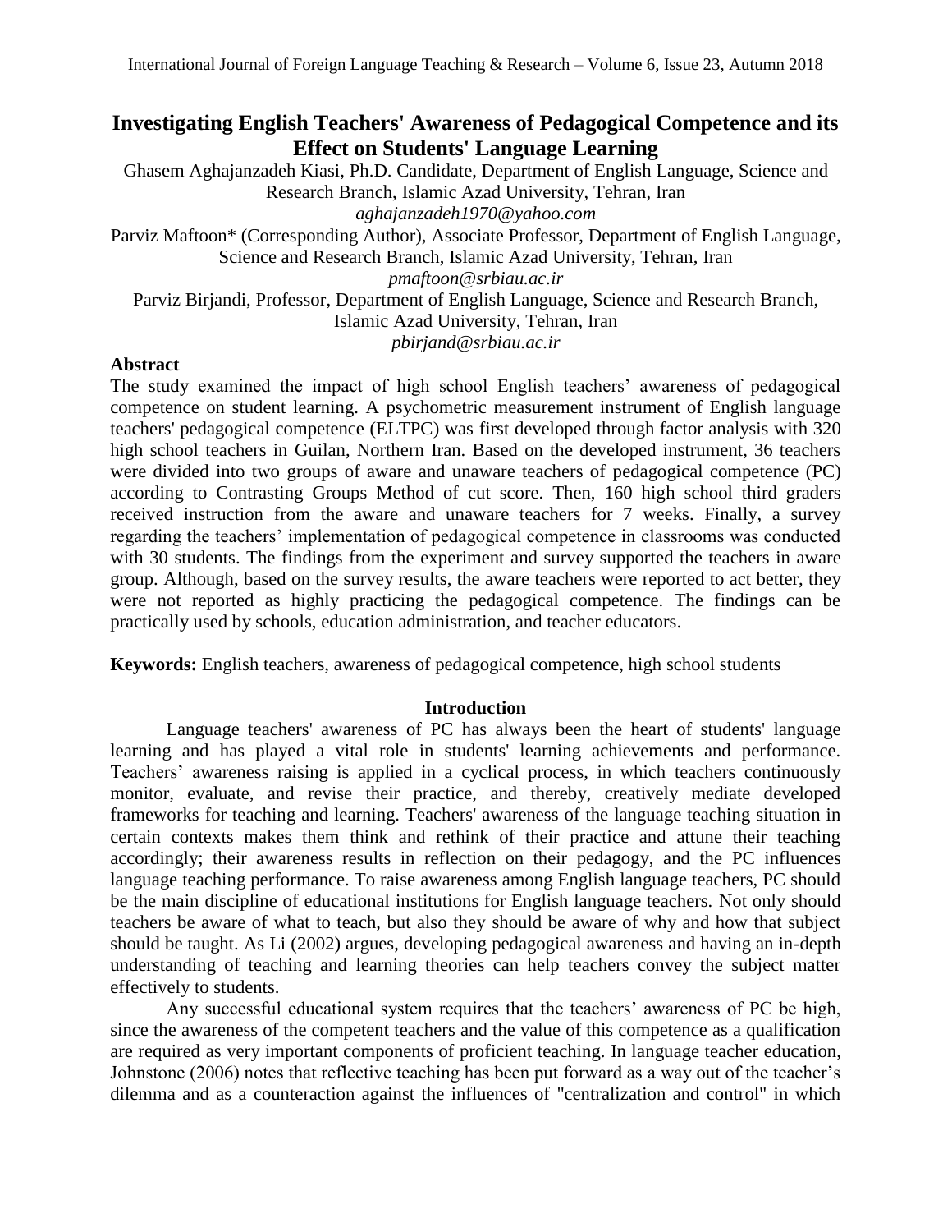# Investigating English Teachers' Awareness of Pedagogical Competence and its Effect on Students' Language Learning

Ghasem Aghajanzadeh Kiasi, Ph.D. Candidate, Department of English Language, Science and Research Branch, Islamic Azad University, Tehran, Iran
*aghajanzadeh1970@yahoo.com*

Parviz Maftoon* (Corresponding Author), Associate Professor, Department of English Language, Science and Research Branch, Islamic Azad University, Tehran, Iran
*pmaftoon@srbiau.ac.ir*

Parviz Birjandi, Professor, Department of English Language, Science and Research Branch, Islamic Azad University, Tehran, Iran
*pbirjand@srbiau.ac.ir*

## Abstract

The study examined the impact of high school English teachers' awareness of pedagogical competence on student learning. A psychometric measurement instrument of English language teachers' pedagogical competence (ELTPC) was first developed through factor analysis with 320 high school teachers in Guilan, Northern Iran. Based on the developed instrument, 36 teachers were divided into two groups of aware and unaware teachers of pedagogical competence (PC) according to Contrasting Groups Method of cut score. Then, 160 high school third graders received instruction from the aware and unaware teachers for 7 weeks. Finally, a survey regarding the teachers' implementation of pedagogical competence in classrooms was conducted with 30 students. The findings from the experiment and survey supported the teachers in aware group. Although, based on the survey results, the aware teachers were reported to act better, they were not reported as highly practicing the pedagogical competence. The findings can be practically used by schools, education administration, and teacher educators.

**Keywords:** English teachers, awareness of pedagogical competence, high school students

## Introduction

Language teachers' awareness of PC has always been the heart of students' language learning and has played a vital role in students' learning achievements and performance. Teachers' awareness raising is applied in a cyclical process, in which teachers continuously monitor, evaluate, and revise their practice, and thereby, creatively mediate developed frameworks for teaching and learning. Teachers' awareness of the language teaching situation in certain contexts makes them think and rethink of their practice and attune their teaching accordingly; their awareness results in reflection on their pedagogy, and the PC influences language teaching performance. To raise awareness among English language teachers, PC should be the main discipline of educational institutions for English language teachers. Not only should teachers be aware of what to teach, but also they should be aware of why and how that subject should be taught. As Li (2002) argues, developing pedagogical awareness and having an in-depth understanding of teaching and learning theories can help teachers convey the subject matter effectively to students.

Any successful educational system requires that the teachers' awareness of PC be high, since the awareness of the competent teachers and the value of this competence as a qualification are required as very important components of proficient teaching. In language teacher education, Johnstone (2006) notes that reflective teaching has been put forward as a way out of the teacher's dilemma and as a counteraction against the influences of "centralization and control" in which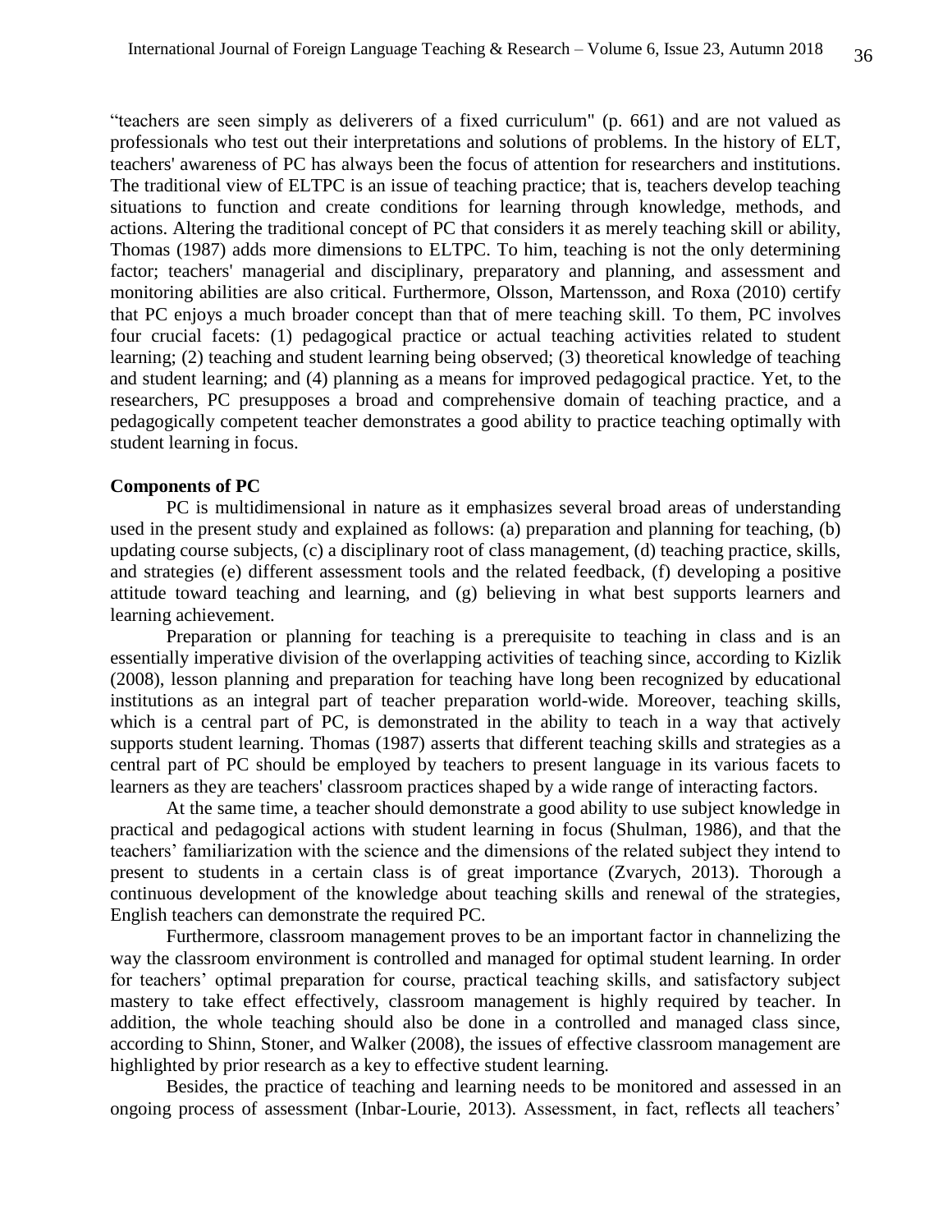"teachers are seen simply as deliverers of a fixed curriculum" (p. 661) and are not valued as professionals who test out their interpretations and solutions of problems. In the history of ELT, teachers' awareness of PC has always been the focus of attention for researchers and institutions. The traditional view of ELTPC is an issue of teaching practice; that is, teachers develop teaching situations to function and create conditions for learning through knowledge, methods, and actions. Altering the traditional concept of PC that considers it as merely teaching skill or ability, Thomas (1987) adds more dimensions to ELTPC. To him, teaching is not the only determining factor; teachers' managerial and disciplinary, preparatory and planning, and assessment and monitoring abilities are also critical. Furthermore, Olsson, Martensson, and Roxa (2010) certify that PC enjoys a much broader concept than that of mere teaching skill. To them, PC involves four crucial facets: (1) pedagogical practice or actual teaching activities related to student learning; (2) teaching and student learning being observed; (3) theoretical knowledge of teaching and student learning; and (4) planning as a means for improved pedagogical practice. Yet, to the researchers, PC presupposes a broad and comprehensive domain of teaching practice, and a pedagogically competent teacher demonstrates a good ability to practice teaching optimally with student learning in focus.

**Components of PC**

PC is multidimensional in nature as it emphasizes several broad areas of understanding used in the present study and explained as follows: (a) preparation and planning for teaching, (b) updating course subjects, (c) a disciplinary root of class management, (d) teaching practice, skills, and strategies (e) different assessment tools and the related feedback, (f) developing a positive attitude toward teaching and learning, and (g) believing in what best supports learners and learning achievement.

Preparation or planning for teaching is a prerequisite to teaching in class and is an essentially imperative division of the overlapping activities of teaching since, according to Kizlik (2008), lesson planning and preparation for teaching have long been recognized by educational institutions as an integral part of teacher preparation world-wide. Moreover, teaching skills, which is a central part of PC, is demonstrated in the ability to teach in a way that actively supports student learning. Thomas (1987) asserts that different teaching skills and strategies as a central part of PC should be employed by teachers to present language in its various facets to learners as they are teachers' classroom practices shaped by a wide range of interacting factors.

At the same time, a teacher should demonstrate a good ability to use subject knowledge in practical and pedagogical actions with student learning in focus (Shulman, 1986), and that the teachers' familiarization with the science and the dimensions of the related subject they intend to present to students in a certain class is of great importance (Zvarych, 2013). Thorough a continuous development of the knowledge about teaching skills and renewal of the strategies, English teachers can demonstrate the required PC.

Furthermore, classroom management proves to be an important factor in channelizing the way the classroom environment is controlled and managed for optimal student learning. In order for teachers' optimal preparation for course, practical teaching skills, and satisfactory subject mastery to take effect effectively, classroom management is highly required by teacher. In addition, the whole teaching should also be done in a controlled and managed class since, according to Shinn, Stoner, and Walker (2008), the issues of effective classroom management are highlighted by prior research as a key to effective student learning.

Besides, the practice of teaching and learning needs to be monitored and assessed in an ongoing process of assessment (Inbar-Lourie, 2013). Assessment, in fact, reflects all teachers'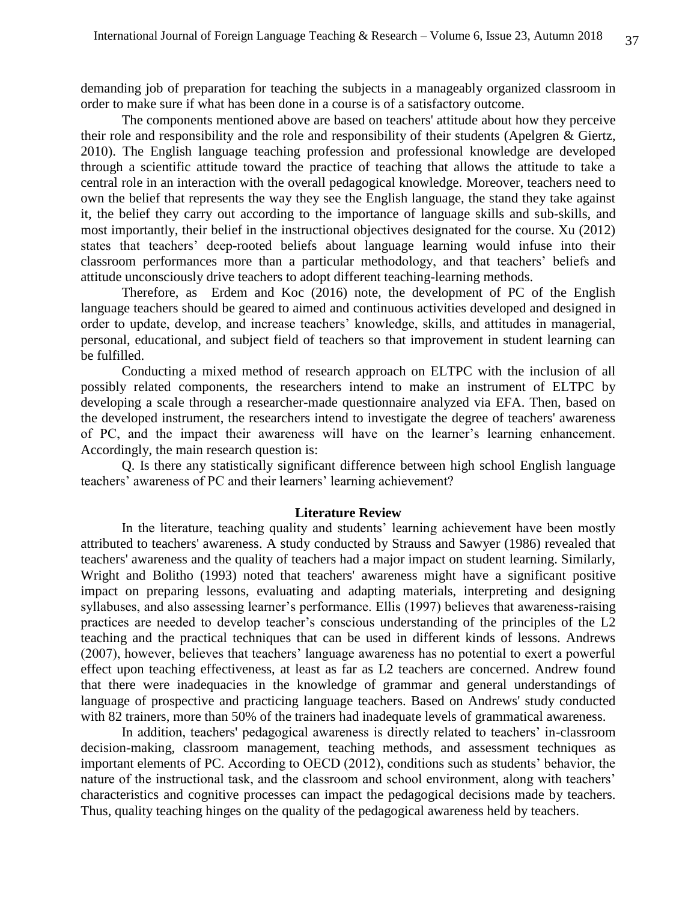demanding job of preparation for teaching the subjects in a manageably organized classroom in order to make sure if what has been done in a course is of a satisfactory outcome.

The components mentioned above are based on teachers' attitude about how they perceive their role and responsibility and the role and responsibility of their students (Apelgren & Giertz, 2010). The English language teaching profession and professional knowledge are developed through a scientific attitude toward the practice of teaching that allows the attitude to take a central role in an interaction with the overall pedagogical knowledge. Moreover, teachers need to own the belief that represents the way they see the English language, the stand they take against it, the belief they carry out according to the importance of language skills and sub-skills, and most importantly, their belief in the instructional objectives designated for the course. Xu (2012) states that teachers' deep-rooted beliefs about language learning would infuse into their classroom performances more than a particular methodology, and that teachers' beliefs and attitude unconsciously drive teachers to adopt different teaching-learning methods.

Therefore, as Erdem and Koc (2016) note, the development of PC of the English language teachers should be geared to aimed and continuous activities developed and designed in order to update, develop, and increase teachers' knowledge, skills, and attitudes in managerial, personal, educational, and subject field of teachers so that improvement in student learning can be fulfilled.

Conducting a mixed method of research approach on ELTPC with the inclusion of all possibly related components, the researchers intend to make an instrument of ELTPC by developing a scale through a researcher-made questionnaire analyzed via EFA. Then, based on the developed instrument, the researchers intend to investigate the degree of teachers' awareness of PC, and the impact their awareness will have on the learner's learning enhancement. Accordingly, the main research question is:

Q. Is there any statistically significant difference between high school English language teachers' awareness of PC and their learners' learning achievement?

## Literature Review

In the literature, teaching quality and students' learning achievement have been mostly attributed to teachers' awareness. A study conducted by Strauss and Sawyer (1986) revealed that teachers' awareness and the quality of teachers had a major impact on student learning. Similarly, Wright and Bolitho (1993) noted that teachers' awareness might have a significant positive impact on preparing lessons, evaluating and adapting materials, interpreting and designing syllabuses, and also assessing learner's performance. Ellis (1997) believes that awareness-raising practices are needed to develop teacher's conscious understanding of the principles of the L2 teaching and the practical techniques that can be used in different kinds of lessons. Andrews (2007), however, believes that teachers' language awareness has no potential to exert a powerful effect upon teaching effectiveness, at least as far as L2 teachers are concerned. Andrew found that there were inadequacies in the knowledge of grammar and general understandings of language of prospective and practicing language teachers. Based on Andrews' study conducted with 82 trainers, more than 50% of the trainers had inadequate levels of grammatical awareness.

In addition, teachers' pedagogical awareness is directly related to teachers' in-classroom decision-making, classroom management, teaching methods, and assessment techniques as important elements of PC. According to OECD (2012), conditions such as students' behavior, the nature of the instructional task, and the classroom and school environment, along with teachers' characteristics and cognitive processes can impact the pedagogical decisions made by teachers. Thus, quality teaching hinges on the quality of the pedagogical awareness held by teachers.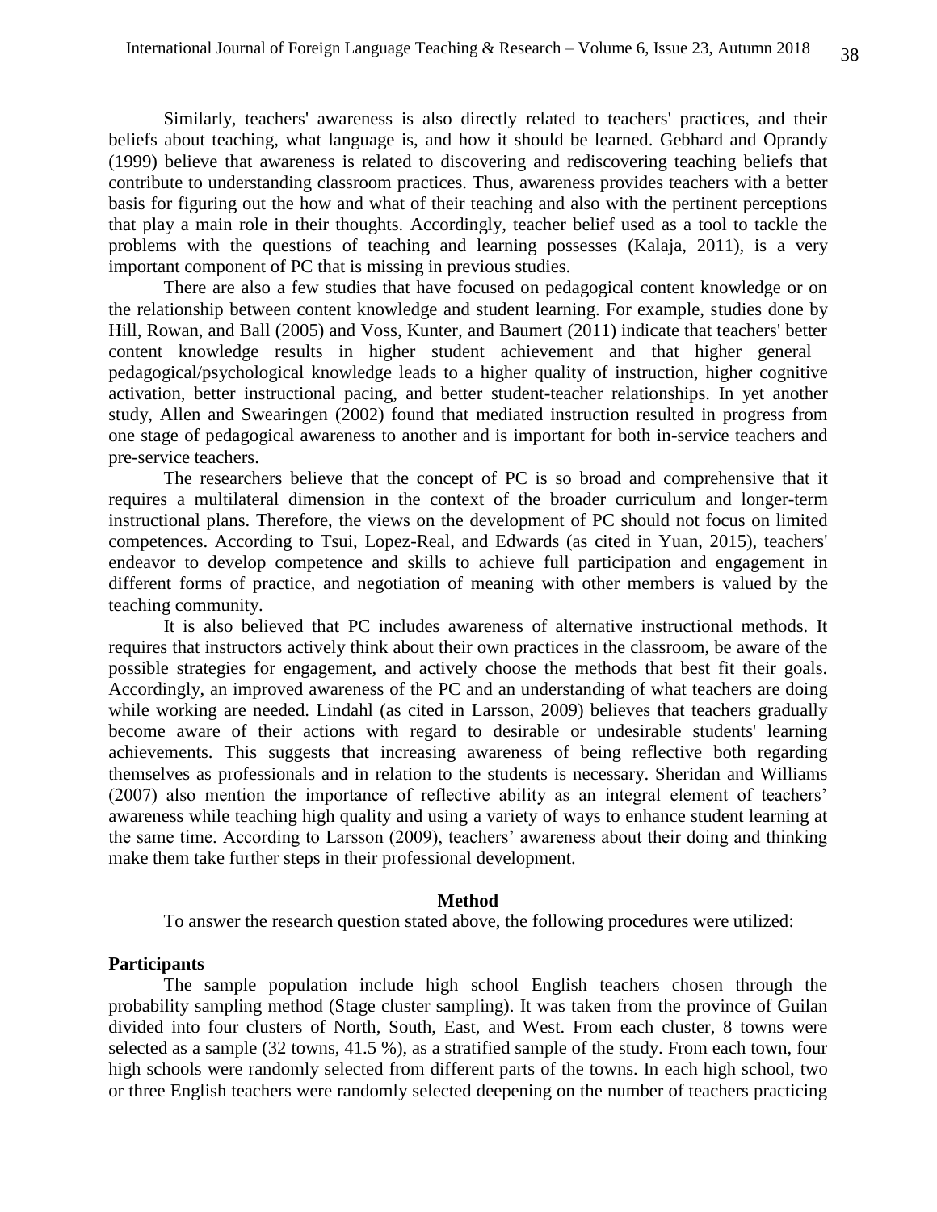Similarly, teachers' awareness is also directly related to teachers' practices, and their beliefs about teaching, what language is, and how it should be learned. Gebhard and Oprandy (1999) believe that awareness is related to discovering and rediscovering teaching beliefs that contribute to understanding classroom practices. Thus, awareness provides teachers with a better basis for figuring out the how and what of their teaching and also with the pertinent perceptions that play a main role in their thoughts. Accordingly, teacher belief used as a tool to tackle the problems with the questions of teaching and learning possesses (Kalaja, 2011), is a very important component of PC that is missing in previous studies.

There are also a few studies that have focused on pedagogical content knowledge or on the relationship between content knowledge and student learning. For example, studies done by Hill, Rowan, and Ball (2005) and Voss, Kunter, and Baumert (2011) indicate that teachers' better content knowledge results in higher student achievement and that higher general pedagogical/psychological knowledge leads to a higher quality of instruction, higher cognitive activation, better instructional pacing, and better student-teacher relationships. In yet another study, Allen and Swearingen (2002) found that mediated instruction resulted in progress from one stage of pedagogical awareness to another and is important for both in-service teachers and pre-service teachers.

The researchers believe that the concept of PC is so broad and comprehensive that it requires a multilateral dimension in the context of the broader curriculum and longer-term instructional plans. Therefore, the views on the development of PC should not focus on limited competences. According to Tsui, Lopez-Real, and Edwards (as cited in Yuan, 2015), teachers' endeavor to develop competence and skills to achieve full participation and engagement in different forms of practice, and negotiation of meaning with other members is valued by the teaching community.

It is also believed that PC includes awareness of alternative instructional methods. It requires that instructors actively think about their own practices in the classroom, be aware of the possible strategies for engagement, and actively choose the methods that best fit their goals. Accordingly, an improved awareness of the PC and an understanding of what teachers are doing while working are needed. Lindahl (as cited in Larsson, 2009) believes that teachers gradually become aware of their actions with regard to desirable or undesirable students' learning achievements. This suggests that increasing awareness of being reflective both regarding themselves as professionals and in relation to the students is necessary. Sheridan and Williams (2007) also mention the importance of reflective ability as an integral element of teachers' awareness while teaching high quality and using a variety of ways to enhance student learning at the same time. According to Larsson (2009), teachers' awareness about their doing and thinking make them take further steps in their professional development.

## Method

To answer the research question stated above, the following procedures were utilized:

### Participants

The sample population include high school English teachers chosen through the probability sampling method (Stage cluster sampling). It was taken from the province of Guilan divided into four clusters of North, South, East, and West. From each cluster, 8 towns were selected as a sample (32 towns, 41.5 %), as a stratified sample of the study. From each town, four high schools were randomly selected from different parts of the towns. In each high school, two or three English teachers were randomly selected deepening on the number of teachers practicing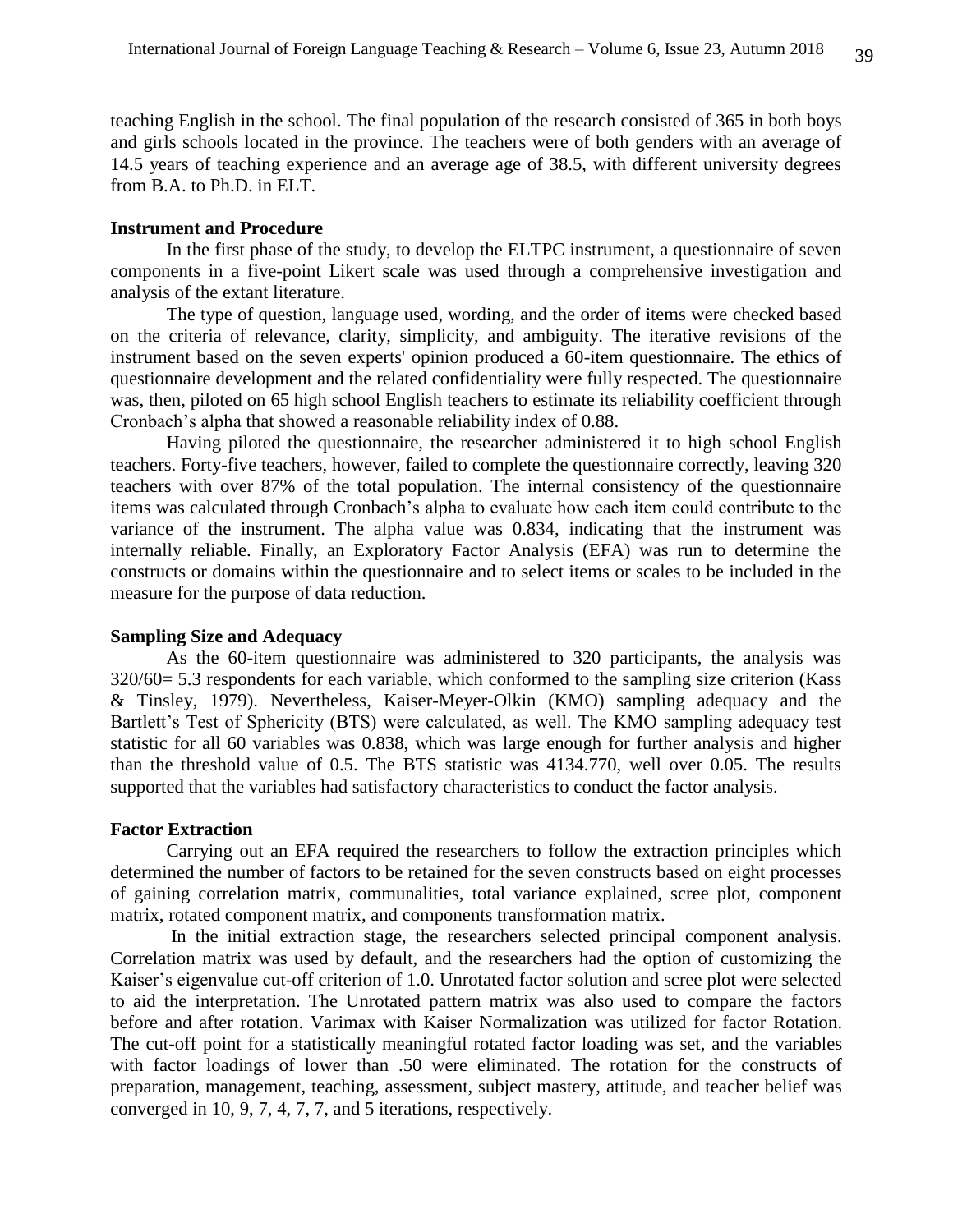teaching English in the school. The final population of the research consisted of 365 in both boys and girls schools located in the province. The teachers were of both genders with an average of 14.5 years of teaching experience and an average age of 38.5, with different university degrees from B.A. to Ph.D. in ELT.

### Instrument and Procedure

In the first phase of the study, to develop the ELTPC instrument, a questionnaire of seven components in a five-point Likert scale was used through a comprehensive investigation and analysis of the extant literature.

The type of question, language used, wording, and the order of items were checked based on the criteria of relevance, clarity, simplicity, and ambiguity. The iterative revisions of the instrument based on the seven experts' opinion produced a 60-item questionnaire. The ethics of questionnaire development and the related confidentiality were fully respected. The questionnaire was, then, piloted on 65 high school English teachers to estimate its reliability coefficient through Cronbach's alpha that showed a reasonable reliability index of 0.88.

Having piloted the questionnaire, the researcher administered it to high school English teachers. Forty-five teachers, however, failed to complete the questionnaire correctly, leaving 320 teachers with over 87% of the total population. The internal consistency of the questionnaire items was calculated through Cronbach's alpha to evaluate how each item could contribute to the variance of the instrument. The alpha value was 0.834, indicating that the instrument was internally reliable. Finally, an Exploratory Factor Analysis (EFA) was run to determine the constructs or domains within the questionnaire and to select items or scales to be included in the measure for the purpose of data reduction.

### Sampling Size and Adequacy

As the 60-item questionnaire was administered to 320 participants, the analysis was 320/60= 5.3 respondents for each variable, which conformed to the sampling size criterion (Kass & Tinsley, 1979). Nevertheless, Kaiser-Meyer-Olkin (KMO) sampling adequacy and the Bartlett's Test of Sphericity (BTS) were calculated, as well. The KMO sampling adequacy test statistic for all 60 variables was 0.838, which was large enough for further analysis and higher than the threshold value of 0.5. The BTS statistic was 4134.770, well over 0.05. The results supported that the variables had satisfactory characteristics to conduct the factor analysis.

### Factor Extraction

Carrying out an EFA required the researchers to follow the extraction principles which determined the number of factors to be retained for the seven constructs based on eight processes of gaining correlation matrix, communalities, total variance explained, scree plot, component matrix, rotated component matrix, and components transformation matrix.

In the initial extraction stage, the researchers selected principal component analysis. Correlation matrix was used by default, and the researchers had the option of customizing the Kaiser's eigenvalue cut-off criterion of 1.0. Unrotated factor solution and scree plot were selected to aid the interpretation. The Unrotated pattern matrix was also used to compare the factors before and after rotation. Varimax with Kaiser Normalization was utilized for factor Rotation. The cut-off point for a statistically meaningful rotated factor loading was set, and the variables with factor loadings of lower than .50 were eliminated. The rotation for the constructs of preparation, management, teaching, assessment, subject mastery, attitude, and teacher belief was converged in 10, 9, 7, 4, 7, 7, and 5 iterations, respectively.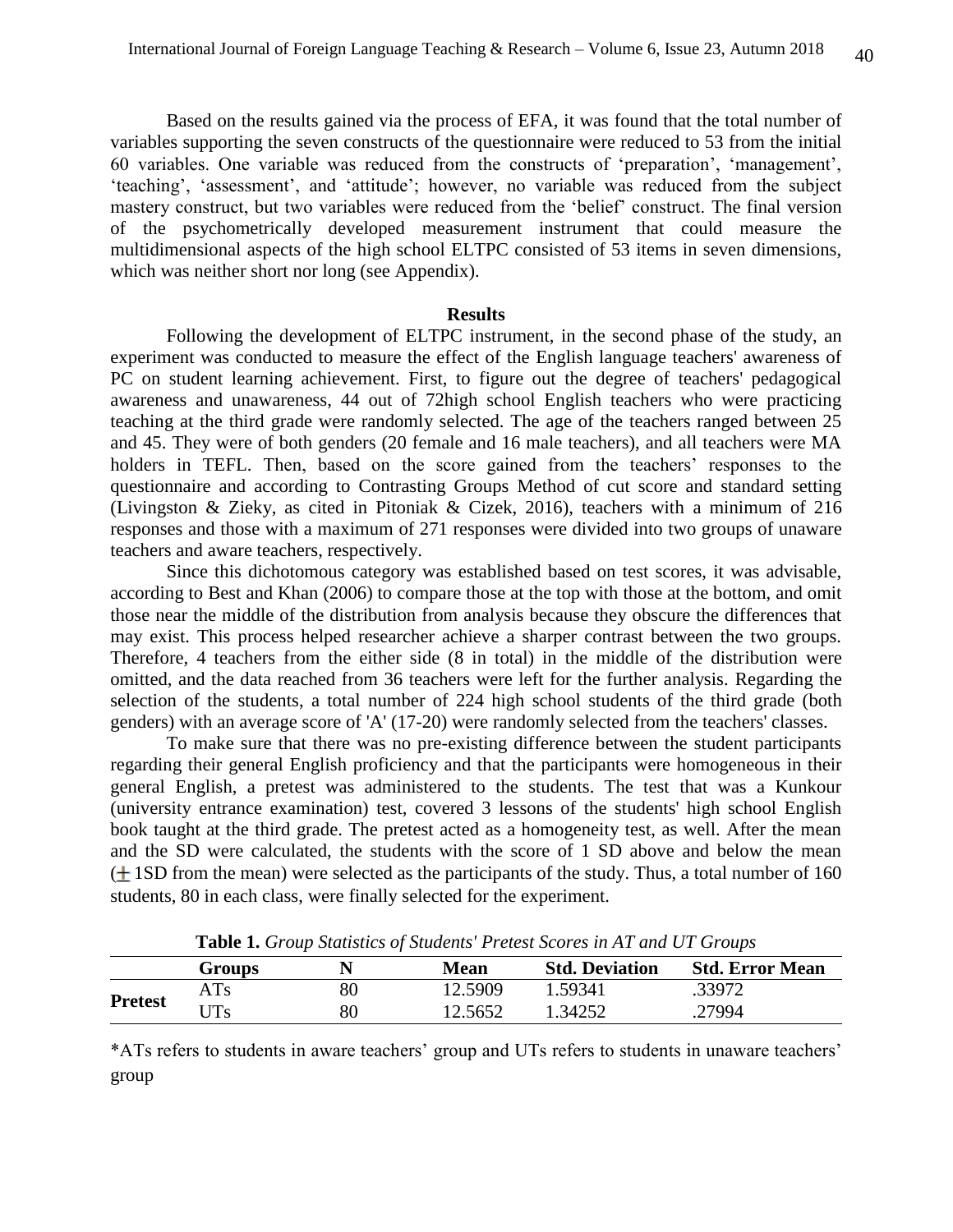Based on the results gained via the process of EFA, it was found that the total number of variables supporting the seven constructs of the questionnaire were reduced to 53 from the initial 60 variables. One variable was reduced from the constructs of 'preparation', 'management', 'teaching', 'assessment', and 'attitude'; however, no variable was reduced from the subject mastery construct, but two variables were reduced from the 'belief" construct. The final version of the psychometrically developed measurement instrument that could measure the multidimensional aspects of the high school ELTPC consisted of 53 items in seven dimensions, which was neither short nor long (see Appendix).

## Results

Following the development of ELTPC instrument, in the second phase of the study, an experiment was conducted to measure the effect of the English language teachers' awareness of PC on student learning achievement. First, to figure out the degree of teachers' pedagogical awareness and unawareness, 44 out of 72high school English teachers who were practicing teaching at the third grade were randomly selected. The age of the teachers ranged between 25 and 45. They were of both genders (20 female and 16 male teachers), and all teachers were MA holders in TEFL. Then, based on the score gained from the teachers' responses to the questionnaire and according to Contrasting Groups Method of cut score and standard setting (Livingston & Zieky, as cited in Pitoniak & Cizek, 2016), teachers with a minimum of 216 responses and those with a maximum of 271 responses were divided into two groups of unaware teachers and aware teachers, respectively.

Since this dichotomous category was established based on test scores, it was advisable, according to Best and Khan (2006) to compare those at the top with those at the bottom, and omit those near the middle of the distribution from analysis because they obscure the differences that may exist. This process helped researcher achieve a sharper contrast between the two groups. Therefore, 4 teachers from the either side (8 in total) in the middle of the distribution were omitted, and the data reached from 36 teachers were left for the further analysis. Regarding the selection of the students, a total number of 224 high school students of the third grade (both genders) with an average score of 'A' (17-20) were randomly selected from the teachers' classes.

To make sure that there was no pre-existing difference between the student participants regarding their general English proficiency and that the participants were homogeneous in their general English, a pretest was administered to the students. The test that was a Kunkour (university entrance examination) test, covered 3 lessons of the students' high school English book taught at the third grade. The pretest acted as a homogeneity test, as well. After the mean and the SD were calculated, the students with the score of 1 SD above and below the mean ($\pm$ 1SD from the mean) were selected as the participants of the study. Thus, a total number of 160 students, 80 in each class, were finally selected for the experiment.

**Table 1.** *Group Statistics of Students' Pretest Scores in AT and UT Groups*

| | Groups | N | Mean | Std. Deviation | Std. Error Mean |
|---|---|---|---|---|---|
| **Pretest** | ATs | 80 | 12.5909 | 1.59341 | .33972 |
| | UTs | 80 | 12.5652 | 1.34252 | .27994 |

*ATs refers to students in aware teachers' group and UTs refers to students in unaware teachers' group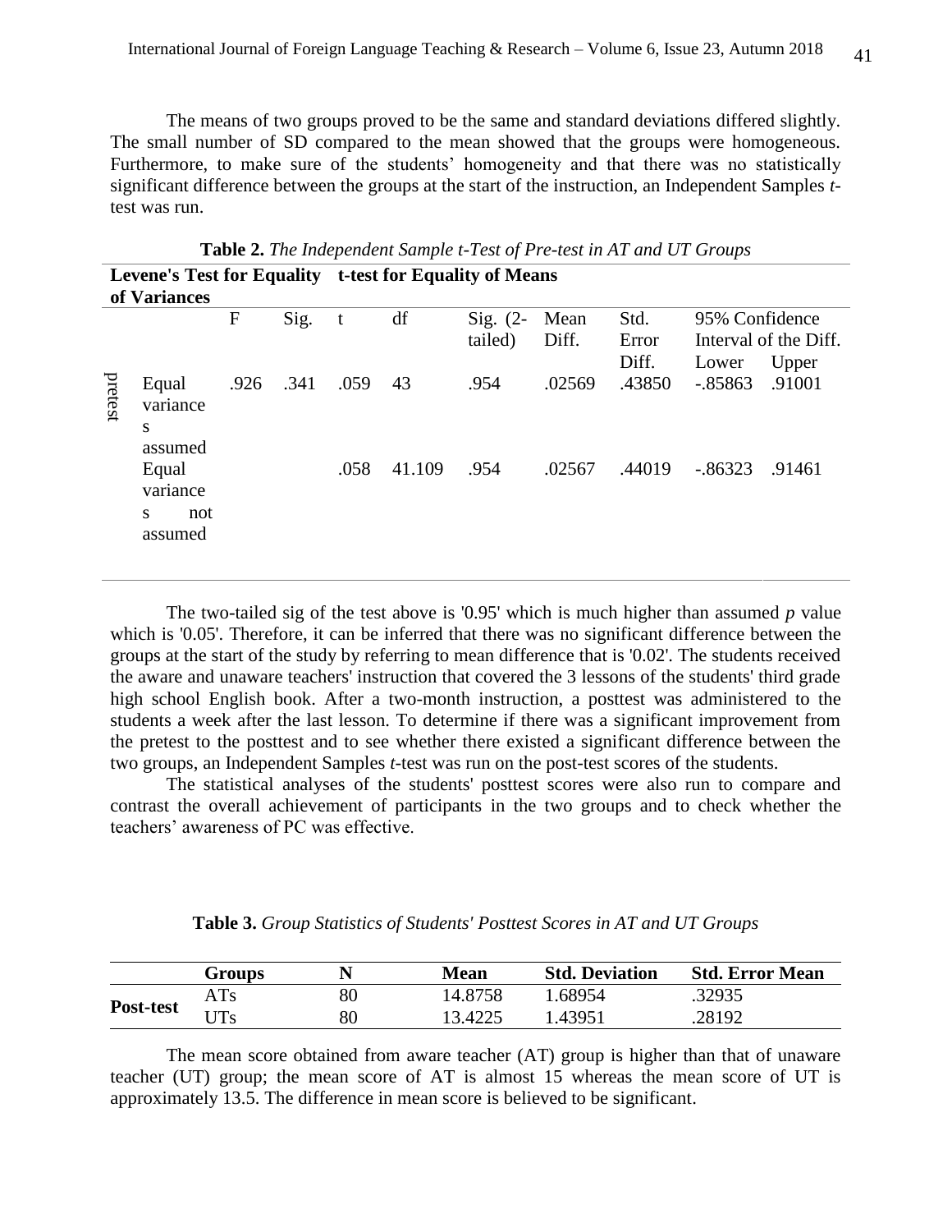The means of two groups proved to be the same and standard deviations differed slightly. The small number of SD compared to the mean showed that the groups were homogeneous. Furthermore, to make sure of the students' homogeneity and that there was no statistically significant difference between the groups at the start of the instruction, an Independent Samples *t*-test was run.

**Table 2.** *The Independent Sample t-Test of Pre-test in AT and UT Groups*

| | | Levene's Test for Equality of Variances | | t-test for Equality of Means | | | | | | |
|---|---|---|---|---|---|---|---|---|---|---|
| | | F | Sig. | t | df | Sig. (2-tailed) | Mean Diff. | Std. Error Diff. | 95% Confidence Interval of the Diff. Lower | Upper |
| pretest | Equal variances assumed | .926 | .341 | .059 | 43 | .954 | .02569 | .43850 | -.85863 | .91001 |
| | Equal variances not assumed | | | .058 | 41.109 | .954 | .02567 | .44019 | -.86323 | .91461 |

The two-tailed sig of the test above is '0.95' which is much higher than assumed *p* value which is '0.05'. Therefore, it can be inferred that there was no significant difference between the groups at the start of the study by referring to mean difference that is '0.02'. The students received the aware and unaware teachers' instruction that covered the 3 lessons of the students' third grade high school English book. After a two-month instruction, a posttest was administered to the students a week after the last lesson. To determine if there was a significant improvement from the pretest to the posttest and to see whether there existed a significant difference between the two groups, an Independent Samples *t*-test was run on the post-test scores of the students.

The statistical analyses of the students' posttest scores were also run to compare and contrast the overall achievement of participants in the two groups and to check whether the teachers' awareness of PC was effective.

**Table 3.** *Group Statistics of Students' Posttest Scores in AT and UT Groups*

| | Groups | N | Mean | Std. Deviation | Std. Error Mean |
|---|---|---|---|---|---|
| **Post-test** | ATs | 80 | 14.8758 | 1.68954 | .32935 |
| | UTs | 80 | 13.4225 | 1.43951 | .28192 |

The mean score obtained from aware teacher (AT) group is higher than that of unaware teacher (UT) group; the mean score of AT is almost 15 whereas the mean score of UT is approximately 13.5. The difference in mean score is believed to be significant.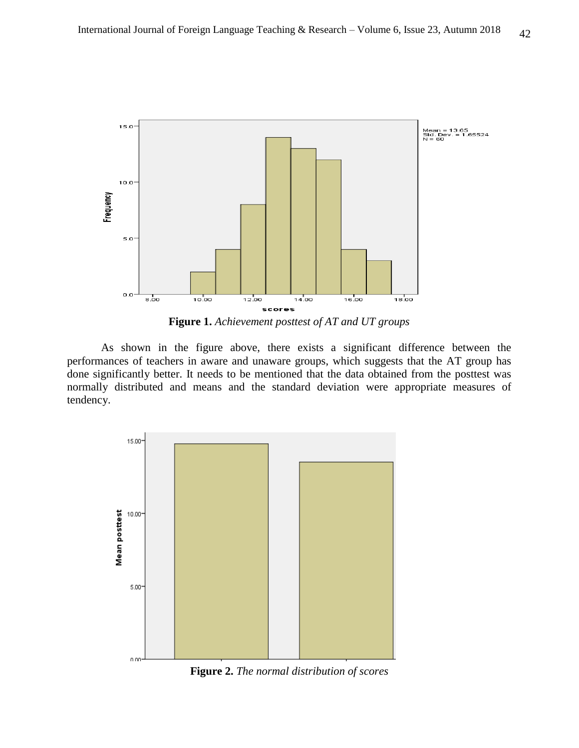**Figure 1.** *Achievement posttest of AT and UT groups*

As shown in the figure above, there exists a significant difference between the performances of teachers in aware and unaware groups, which suggests that the AT group has done significantly better. It needs to be mentioned that the data obtained from the posttest was normally distributed and means and the standard deviation were appropriate measures of tendency.

**Figure 2.** *The normal distribution of scores*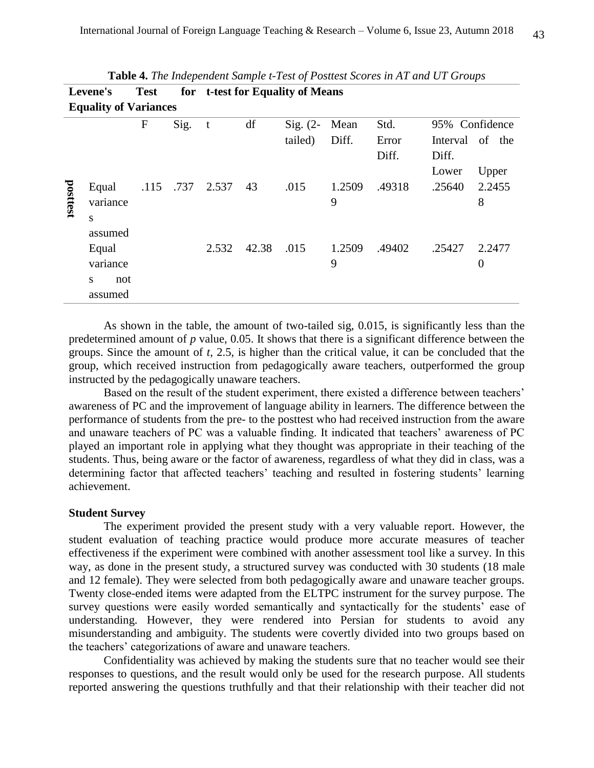**Table 4.** *The Independent Sample t-Test of Posttest Scores in AT and UT Groups*

| | | Levene's Test for Equality of Variances | | t-test for Equality of Means | | | | | | |
|---|---|---|---|---|---|---|---|---|---|---|
| | | F | Sig. | t | df | Sig. (2-tailed) | Mean Diff. | Std. Error Diff. | 95% Confidence Interval of the Diff. | |
| | | | | | | | | | Lower | Upper |
| posttest | Equal variances assumed | .115 | .737 | 2.537 | 43 | .015 | 1.25099 | .49318 | .25640 | 2.24558 |
| | Equal variances not assumed | | | 2.532 | 42.38 | .015 | 1.25099 | .49402 | .25427 | 2.24770 |

As shown in the table, the amount of two-tailed sig, 0.015, is significantly less than the predetermined amount of *p* value, 0.05. It shows that there is a significant difference between the groups. Since the amount of *t*, 2.5, is higher than the critical value, it can be concluded that the group, which received instruction from pedagogically aware teachers, outperformed the group instructed by the pedagogically unaware teachers.

Based on the result of the student experiment, there existed a difference between teachers' awareness of PC and the improvement of language ability in learners. The difference between the performance of students from the pre- to the posttest who had received instruction from the aware and unaware teachers of PC was a valuable finding. It indicated that teachers' awareness of PC played an important role in applying what they thought was appropriate in their teaching of the students. Thus, being aware or the factor of awareness, regardless of what they did in class, was a determining factor that affected teachers' teaching and resulted in fostering students' learning achievement.

**Student Survey**

The experiment provided the present study with a very valuable report. However, the student evaluation of teaching practice would produce more accurate measures of teacher effectiveness if the experiment were combined with another assessment tool like a survey. In this way, as done in the present study, a structured survey was conducted with 30 students (18 male and 12 female). They were selected from both pedagogically aware and unaware teacher groups. Twenty close-ended items were adapted from the ELTPC instrument for the survey purpose. The survey questions were easily worded semantically and syntactically for the students' ease of understanding. However, they were rendered into Persian for students to avoid any misunderstanding and ambiguity. The students were covertly divided into two groups based on the teachers' categorizations of aware and unaware teachers.

Confidentiality was achieved by making the students sure that no teacher would see their responses to questions, and the result would only be used for the research purpose. All students reported answering the questions truthfully and that their relationship with their teacher did not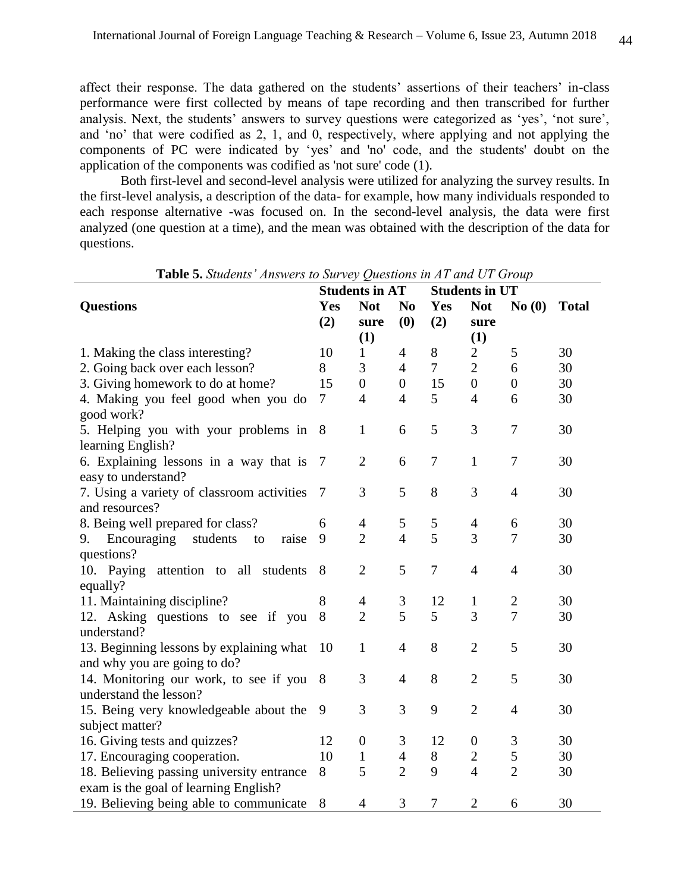affect their response. The data gathered on the students' assertions of their teachers' in-class performance were first collected by means of tape recording and then transcribed for further analysis. Next, the students' answers to survey questions were categorized as 'yes', 'not sure', and 'no' that were codified as 2, 1, and 0, respectively, where applying and not applying the components of PC were indicated by 'yes' and 'no' code, and the students' doubt on the application of the components was codified as 'not sure' code (1).

Both first-level and second-level analysis were utilized for analyzing the survey results. In the first-level analysis, a description of the data- for example, how many individuals responded to each response alternative -was focused on. In the second-level analysis, the data were first analyzed (one question at a time), and the mean was obtained with the description of the data for questions.

**Table 5.** *Students' Answers to Survey Questions in AT and UT Group*

| Questions | Students in AT | | | Students in UT | | | |
|---|---|---|---|---|---|---|---|
| | Yes (2) | Not sure (1) | No (0) | Yes (2) | Not sure (1) | No (0) | Total |
| 1. Making the class interesting? | 10 | 1 | 4 | 8 | 2 | 5 | 30 |
| 2. Going back over each lesson? | 8 | 3 | 4 | 7 | 2 | 6 | 30 |
| 3. Giving homework to do at home? | 15 | 0 | 0 | 15 | 0 | 0 | 30 |
| 4. Making you feel good when you do good work? | 7 | 4 | 4 | 5 | 4 | 6 | 30 |
| 5. Helping you with your problems in learning English? | 8 | 1 | 6 | 5 | 3 | 7 | 30 |
| 6. Explaining lessons in a way that is easy to understand? | 7 | 2 | 6 | 7 | 1 | 7 | 30 |
| 7. Using a variety of classroom activities and resources? | 7 | 3 | 5 | 8 | 3 | 4 | 30 |
| 8. Being well prepared for class? | 6 | 4 | 5 | 5 | 4 | 6 | 30 |
| 9. Encouraging students to raise questions? | 9 | 2 | 4 | 5 | 3 | 7 | 30 |
| 10. Paying attention to all students equally? | 8 | 2 | 5 | 7 | 4 | 4 | 30 |
| 11. Maintaining discipline? | 8 | 4 | 3 | 12 | 1 | 2 | 30 |
| 12. Asking questions to see if you understand? | 8 | 2 | 5 | 5 | 3 | 7 | 30 |
| 13. Beginning lessons by explaining what and why you are going to do? | 10 | 1 | 4 | 8 | 2 | 5 | 30 |
| 14. Monitoring our work, to see if you understand the lesson? | 8 | 3 | 4 | 8 | 2 | 5 | 30 |
| 15. Being very knowledgeable about the subject matter? | 9 | 3 | 3 | 9 | 2 | 4 | 30 |
| 16. Giving tests and quizzes? | 12 | 0 | 3 | 12 | 0 | 3 | 30 |
| 17. Encouraging cooperation. | 10 | 1 | 4 | 8 | 2 | 5 | 30 |
| 18. Believing passing university entrance exam is the goal of learning English? | 8 | 5 | 2 | 9 | 4 | 2 | 30 |
| 19. Believing being able to communicate | 8 | 4 | 3 | 7 | 2 | 6 | 30 |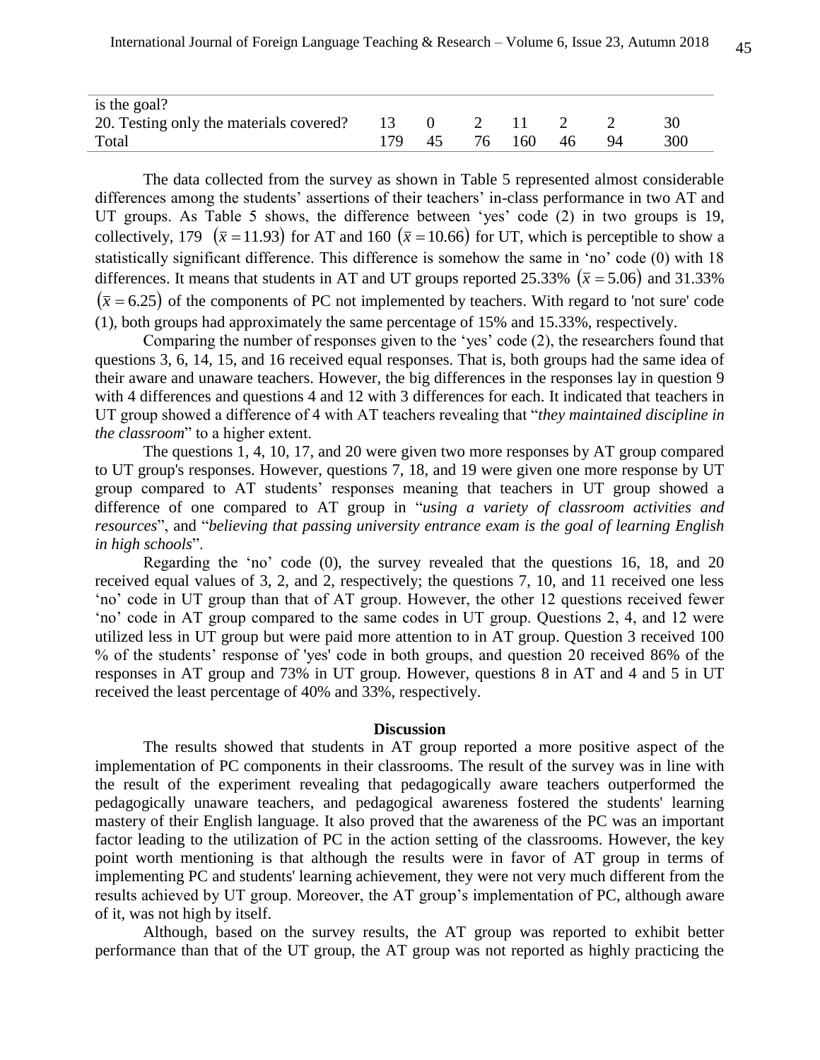| | | | | | | | |
|---|---|---|---|---|---|---|---|
| is the goal? | | | | | | | |
| 20. Testing only the materials covered? | 13 | 0 | 2 | 11 | 2 | 2 | 30 |
| Total | 179 | 45 | 76 | 160 | 46 | 94 | 300 |

The data collected from the survey as shown in Table 5 represented almost considerable differences among the students' assertions of their teachers' in-class performance in two AT and UT groups. As Table 5 shows, the difference between 'yes' code (2) in two groups is 19, collectively, 179 $(\bar{x} = 11.93)$ for AT and 160 $(\bar{x} = 10.66)$ for UT, which is perceptible to show a statistically significant difference. This difference is somehow the same in 'no' code (0) with 18 differences. It means that students in AT and UT groups reported 25.33% $(\bar{x} = 5.06)$ and 31.33% $(\bar{x} = 6.25)$ of the components of PC not implemented by teachers. With regard to 'not sure' code (1), both groups had approximately the same percentage of 15% and 15.33%, respectively.

Comparing the number of responses given to the 'yes' code (2), the researchers found that questions 3, 6, 14, 15, and 16 received equal responses. That is, both groups had the same idea of their aware and unaware teachers. However, the big differences in the responses lay in question 9 with 4 differences and questions 4 and 12 with 3 differences for each. It indicated that teachers in UT group showed a difference of 4 with AT teachers revealing that "*they maintained discipline in the classroom*" to a higher extent.

The questions 1, 4, 10, 17, and 20 were given two more responses by AT group compared to UT group's responses. However, questions 7, 18, and 19 were given one more response by UT group compared to AT students' responses meaning that teachers in UT group showed a difference of one compared to AT group in "*using a variety of classroom activities and resources*", and "*believing that passing university entrance exam is the goal of learning English in high schools*".

Regarding the 'no' code (0), the survey revealed that the questions 16, 18, and 20 received equal values of 3, 2, and 2, respectively; the questions 7, 10, and 11 received one less 'no' code in UT group than that of AT group. However, the other 12 questions received fewer 'no' code in AT group compared to the same codes in UT group. Questions 2, 4, and 12 were utilized less in UT group but were paid more attention to in AT group. Question 3 received 100 % of the students' response of 'yes' code in both groups, and question 20 received 86% of the responses in AT group and 73% in UT group. However, questions 8 in AT and 4 and 5 in UT received the least percentage of 40% and 33%, respectively.

## Discussion

The results showed that students in AT group reported a more positive aspect of the implementation of PC components in their classrooms. The result of the survey was in line with the result of the experiment revealing that pedagogically aware teachers outperformed the pedagogically unaware teachers, and pedagogical awareness fostered the students' learning mastery of their English language. It also proved that the awareness of the PC was an important factor leading to the utilization of PC in the action setting of the classrooms. However, the key point worth mentioning is that although the results were in favor of AT group in terms of implementing PC and students' learning achievement, they were not very much different from the results achieved by UT group. Moreover, the AT group's implementation of PC, although aware of it, was not high by itself.

Although, based on the survey results, the AT group was reported to exhibit better performance than that of the UT group, the AT group was not reported as highly practicing the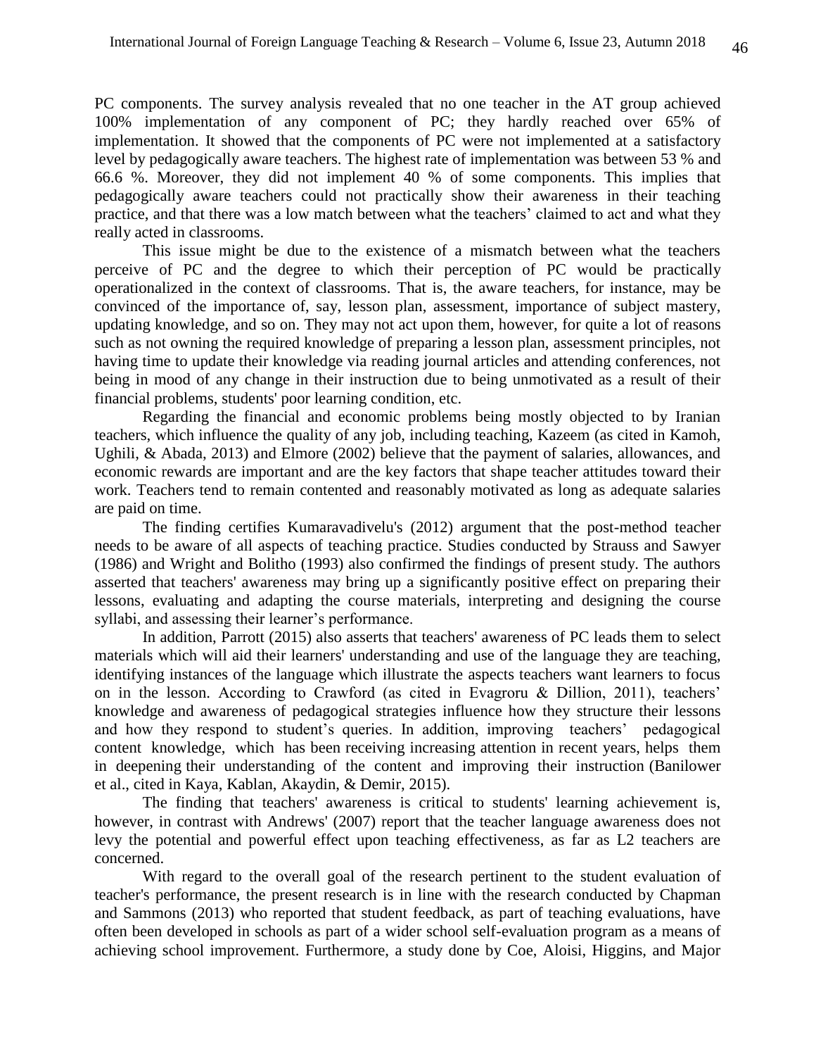PC components. The survey analysis revealed that no one teacher in the AT group achieved 100% implementation of any component of PC; they hardly reached over 65% of implementation. It showed that the components of PC were not implemented at a satisfactory level by pedagogically aware teachers. The highest rate of implementation was between 53 % and 66.6 %. Moreover, they did not implement 40 % of some components. This implies that pedagogically aware teachers could not practically show their awareness in their teaching practice, and that there was a low match between what the teachers' claimed to act and what they really acted in classrooms.

This issue might be due to the existence of a mismatch between what the teachers perceive of PC and the degree to which their perception of PC would be practically operationalized in the context of classrooms. That is, the aware teachers, for instance, may be convinced of the importance of, say, lesson plan, assessment, importance of subject mastery, updating knowledge, and so on. They may not act upon them, however, for quite a lot of reasons such as not owning the required knowledge of preparing a lesson plan, assessment principles, not having time to update their knowledge via reading journal articles and attending conferences, not being in mood of any change in their instruction due to being unmotivated as a result of their financial problems, students' poor learning condition, etc.

Regarding the financial and economic problems being mostly objected to by Iranian teachers, which influence the quality of any job, including teaching, Kazeem (as cited in Kamoh, Ughili, & Abada, 2013) and Elmore (2002) believe that the payment of salaries, allowances, and economic rewards are important and are the key factors that shape teacher attitudes toward their work. Teachers tend to remain contented and reasonably motivated as long as adequate salaries are paid on time.

The finding certifies Kumaravadivelu's (2012) argument that the post-method teacher needs to be aware of all aspects of teaching practice. Studies conducted by Strauss and Sawyer (1986) and Wright and Bolitho (1993) also confirmed the findings of present study. The authors asserted that teachers' awareness may bring up a significantly positive effect on preparing their lessons, evaluating and adapting the course materials, interpreting and designing the course syllabi, and assessing their learner's performance.

In addition, Parrott (2015) also asserts that teachers' awareness of PC leads them to select materials which will aid their learners' understanding and use of the language they are teaching, identifying instances of the language which illustrate the aspects teachers want learners to focus on in the lesson. According to Crawford (as cited in Evagroru & Dillion, 2011), teachers' knowledge and awareness of pedagogical strategies influence how they structure their lessons and how they respond to student's queries. In addition, improving teachers' pedagogical content knowledge, which has been receiving increasing attention in recent years, helps them in deepening their understanding of the content and improving their instruction (Banilower et al., cited in Kaya, Kablan, Akaydin, & Demir, 2015).

The finding that teachers' awareness is critical to students' learning achievement is, however, in contrast with Andrews' (2007) report that the teacher language awareness does not levy the potential and powerful effect upon teaching effectiveness, as far as L2 teachers are concerned.

With regard to the overall goal of the research pertinent to the student evaluation of teacher's performance, the present research is in line with the research conducted by Chapman and Sammons (2013) who reported that student feedback, as part of teaching evaluations, have often been developed in schools as part of a wider school self-evaluation program as a means of achieving school improvement. Furthermore, a study done by Coe, Aloisi, Higgins, and Major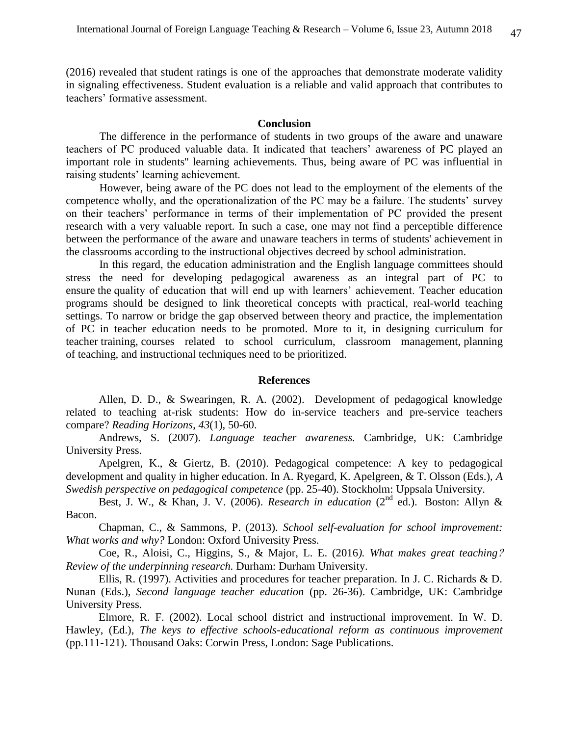(2016) revealed that student ratings is one of the approaches that demonstrate moderate validity in signaling effectiveness. Student evaluation is a reliable and valid approach that contributes to teachers' formative assessment.

## Conclusion

The difference in the performance of students in two groups of the aware and unaware teachers of PC produced valuable data. It indicated that teachers' awareness of PC played an important role in students" learning achievements. Thus, being aware of PC was influential in raising students' learning achievement.

However, being aware of the PC does not lead to the employment of the elements of the competence wholly, and the operationalization of the PC may be a failure. The students' survey on their teachers' performance in terms of their implementation of PC provided the present research with a very valuable report. In such a case, one may not find a perceptible difference between the performance of the aware and unaware teachers in terms of students' achievement in the classrooms according to the instructional objectives decreed by school administration.

In this regard, the education administration and the English language committees should stress the need for developing pedagogical awareness as an integral part of PC to ensure the quality of education that will end up with learners' achievement. Teacher education programs should be designed to link theoretical concepts with practical, real-world teaching settings. To narrow or bridge the gap observed between theory and practice, the implementation of PC in teacher education needs to be promoted. More to it, in designing curriculum for teacher training, courses related to school curriculum, classroom management, planning of teaching, and instructional techniques need to be prioritized.

## References

Allen, D. D., & Swearingen, R. A. (2002). Development of pedagogical knowledge related to teaching at-risk students: How do in-service teachers and pre-service teachers compare? *Reading Horizons*, *43*(1), 50-60.

Andrews, S. (2007). *Language teacher awareness.* Cambridge, UK: Cambridge University Press.

Apelgren, K., & Giertz, B. (2010). Pedagogical competence: A key to pedagogical development and quality in higher education. In A. Ryegard, K. Apelgreen, & T. Olsson (Eds.), *A Swedish perspective on pedagogical competence* (pp. 25-40). Stockholm: Uppsala University.

Best, J. W., & Khan, J. V. (2006). *Research in education* (2nd ed.). Boston: Allyn & Bacon.

Chapman, C., & Sammons, P. (2013). *School self-evaluation for school improvement: What works and why?* London: Oxford University Press.

Coe, R., Aloisi, C., Higgins, S., & Major, L. E. (2016*). What makes great teaching? Review of the underpinning research.* Durham: Durham University.

Ellis, R. (1997). Activities and procedures for teacher preparation. In J. C. Richards & D. Nunan (Eds.), *Second language teacher education* (pp. 26-36). Cambridge, UK: Cambridge University Press.

Elmore, R. F. (2002). Local school district and instructional improvement. In W. D. Hawley, (Ed.), *The keys to effective schools-educational reform as continuous improvement* (pp.111-121). Thousand Oaks: Corwin Press, London: Sage Publications.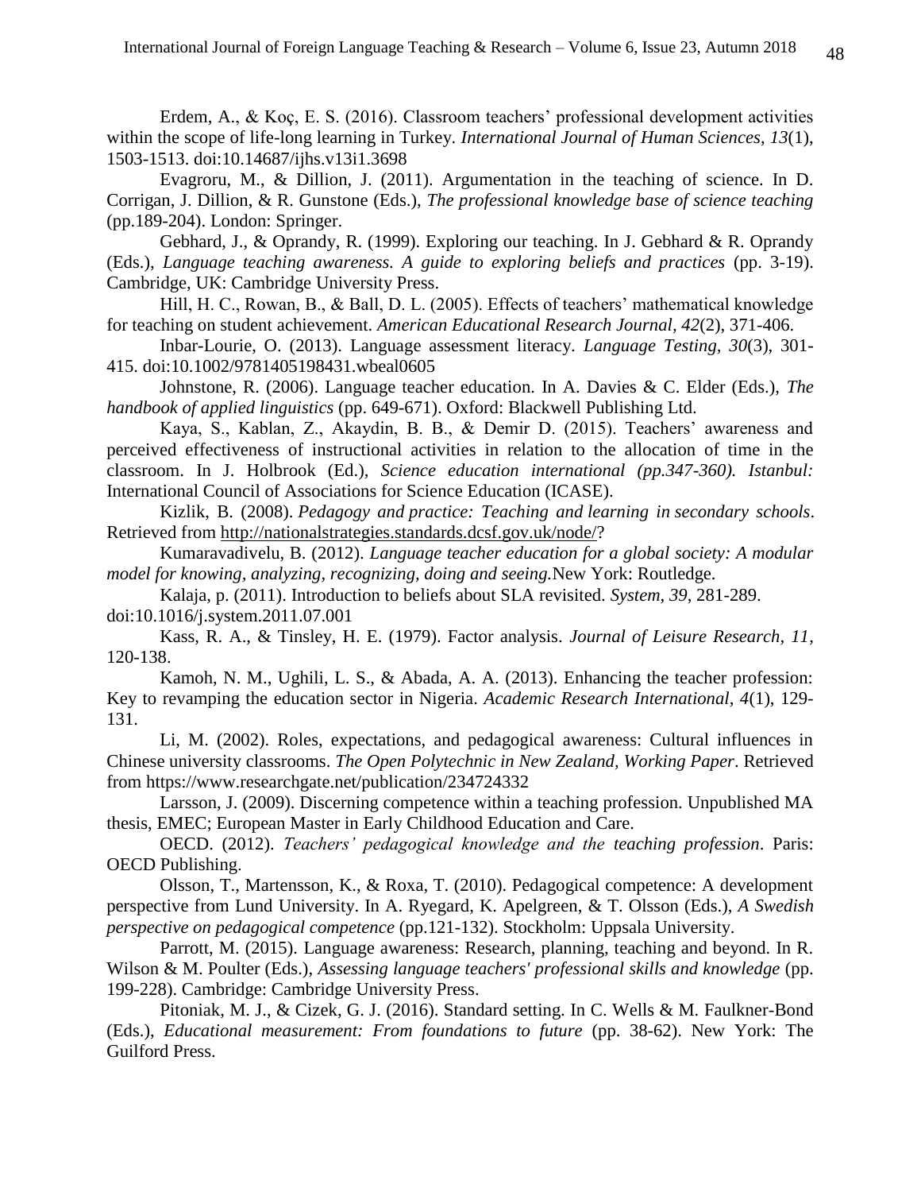Erdem, A., & Koç, E. S. (2016). Classroom teachers' professional development activities within the scope of life-long learning in Turkey. *International Journal of Human Sciences*, *13*(1), 1503-1513. doi:10.14687/ijhs.v13i1.3698

Evagroru, M., & Dillion, J. (2011). Argumentation in the teaching of science. In D. Corrigan, J. Dillion, & R. Gunstone (Eds.), *The professional knowledge base of science teaching* (pp.189-204). London: Springer.

Gebhard, J., & Oprandy, R. (1999). Exploring our teaching. In J. Gebhard & R. Oprandy (Eds.), *Language teaching awareness. A guide to exploring beliefs and practices* (pp. 3-19). Cambridge, UK: Cambridge University Press.

Hill, H. C., Rowan, B., & Ball, D. L. (2005). Effects of teachers' mathematical knowledge for teaching on student achievement. *American Educational Research Journal, 42*(2), 371-406.

Inbar-Lourie, O. (2013). Language assessment literacy. *Language Testing, 30*(3), 301-415. doi:10.1002/9781405198431.wbeal0605

Johnstone, R. (2006). Language teacher education. In A. Davies & C. Elder (Eds.), *The handbook of applied linguistics* (pp. 649-671). Oxford: Blackwell Publishing Ltd.

Kaya, S., Kablan, Z., Akaydin, B. B., & Demir D. (2015). Teachers' awareness and perceived effectiveness of instructional activities in relation to the allocation of time in the classroom. In J. Holbrook (Ed.), *Science education international (pp.347-360). Istanbul:* International Council of Associations for Science Education (ICASE).

Kizlik, B. (2008). *Pedagogy and practice: Teaching and learning in secondary schools*. Retrieved from http://nationalstrategies.standards.dcsf.gov.uk/node/?

Kumaravadivelu, B. (2012). *Language teacher education for a global society: A modular model for knowing, analyzing, recognizing, doing and seeing.*New York: Routledge.

Kalaja, p. (2011). Introduction to beliefs about SLA revisited. *System, 39*, 281-289. doi:10.1016/j.system.2011.07.001

Kass, R. A., & Tinsley, H. E. (1979). Factor analysis. *Journal of Leisure Research, 11*, 120-138.

Kamoh, N. M., Ughili, L. S., & Abada, A. A. (2013). Enhancing the teacher profession: Key to revamping the education sector in Nigeria. *Academic Research International*, *4*(1), 129-131.

Li, M. (2002). Roles, expectations, and pedagogical awareness: Cultural influences in Chinese university classrooms. *The Open Polytechnic in New Zealand, Working Paper*. Retrieved from https://www.researchgate.net/publication/234724332

Larsson, J. (2009). Discerning competence within a teaching profession. Unpublished MA thesis, EMEC; European Master in Early Childhood Education and Care.

OECD. (2012). *Teachers' pedagogical knowledge and the teaching profession*. Paris: OECD Publishing.

Olsson, T., Martensson, K., & Roxa, T. (2010). Pedagogical competence: A development perspective from Lund University. In A. Ryegard, K. Apelgreen, & T. Olsson (Eds.), *A Swedish perspective on pedagogical competence* (pp.121-132). Stockholm: Uppsala University.

Parrott, M. (2015). Language awareness: Research, planning, teaching and beyond. In R. Wilson & M. Poulter (Eds.), *Assessing language teachers' professional skills and knowledge* (pp. 199-228). Cambridge: Cambridge University Press.

Pitoniak, M. J., & Cizek, G. J. (2016). Standard setting. In C. Wells & M. Faulkner-Bond (Eds.), *Educational measurement: From foundations to future* (pp. 38-62). New York: The Guilford Press.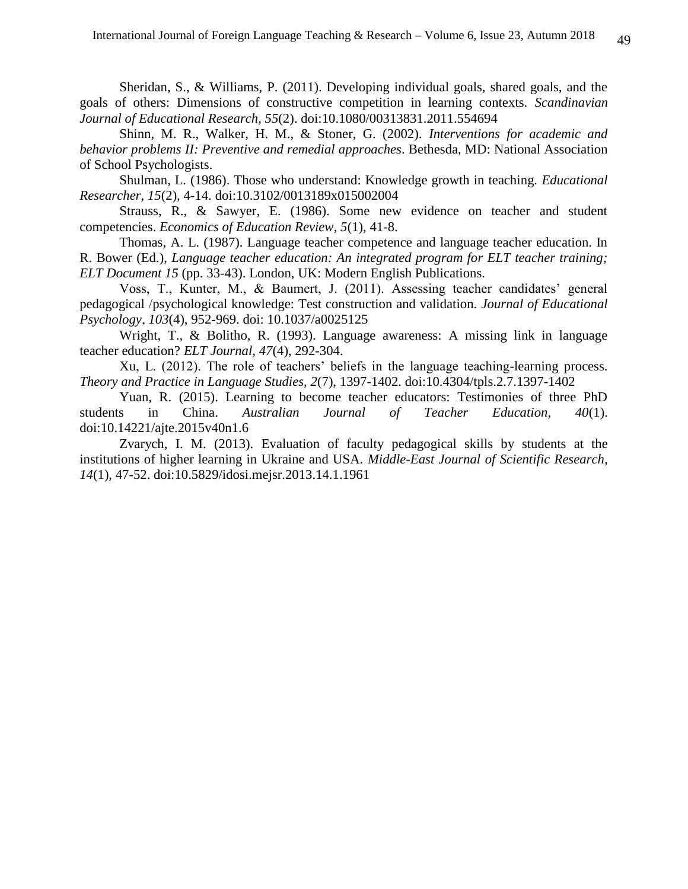Sheridan, S., & Williams, P. (2011). Developing individual goals, shared goals, and the goals of others: Dimensions of constructive competition in learning contexts. *Scandinavian Journal of Educational Research*, *55*(2). doi:10.1080/00313831.2011.554694

Shinn, M. R., Walker, H. M., & Stoner, G. (2002). *Interventions for academic and behavior problems II: Preventive and remedial approaches*. Bethesda, MD: National Association of School Psychologists.

Shulman, L. (1986). Those who understand: Knowledge growth in teaching. *Educational Researcher, 15*(2), 4-14. doi:10.3102/0013189x015002004

Strauss, R., & Sawyer, E. (1986). Some new evidence on teacher and student competencies. *Economics of Education Review*, *5*(1), 41-8.

Thomas, A. L. (1987). Language teacher competence and language teacher education. In R. Bower (Ed.), *Language teacher education: An integrated program for ELT teacher training; ELT Document 15* (pp. 33-43). London, UK: Modern English Publications.

Voss, T., Kunter, M., & Baumert, J. (2011). Assessing teacher candidates' general pedagogical /psychological knowledge: Test construction and validation. *Journal of Educational Psychology, 103*(4), 952-969. doi: 10.1037/a0025125

Wright, T., & Bolitho, R. (1993). Language awareness: A missing link in language teacher education? *ELT Journal, 47*(4), 292-304.

Xu, L. (2012). The role of teachers' beliefs in the language teaching-learning process. *Theory and Practice in Language Studies, 2*(7), 1397-1402. doi:10.4304/tpls.2.7.1397-1402

Yuan, R. (2015). Learning to become teacher educators: Testimonies of three PhD students in China. *Australian Journal of Teacher Education*, *40*(1). doi:10.14221/ajte.2015v40n1.6

Zvarych, I. M. (2013). Evaluation of faculty pedagogical skills by students at the institutions of higher learning in Ukraine and USA. *Middle-East Journal of Scientific Research, 14*(1), 47-52. doi:10.5829/idosi.mejsr.2013.14.1.1961